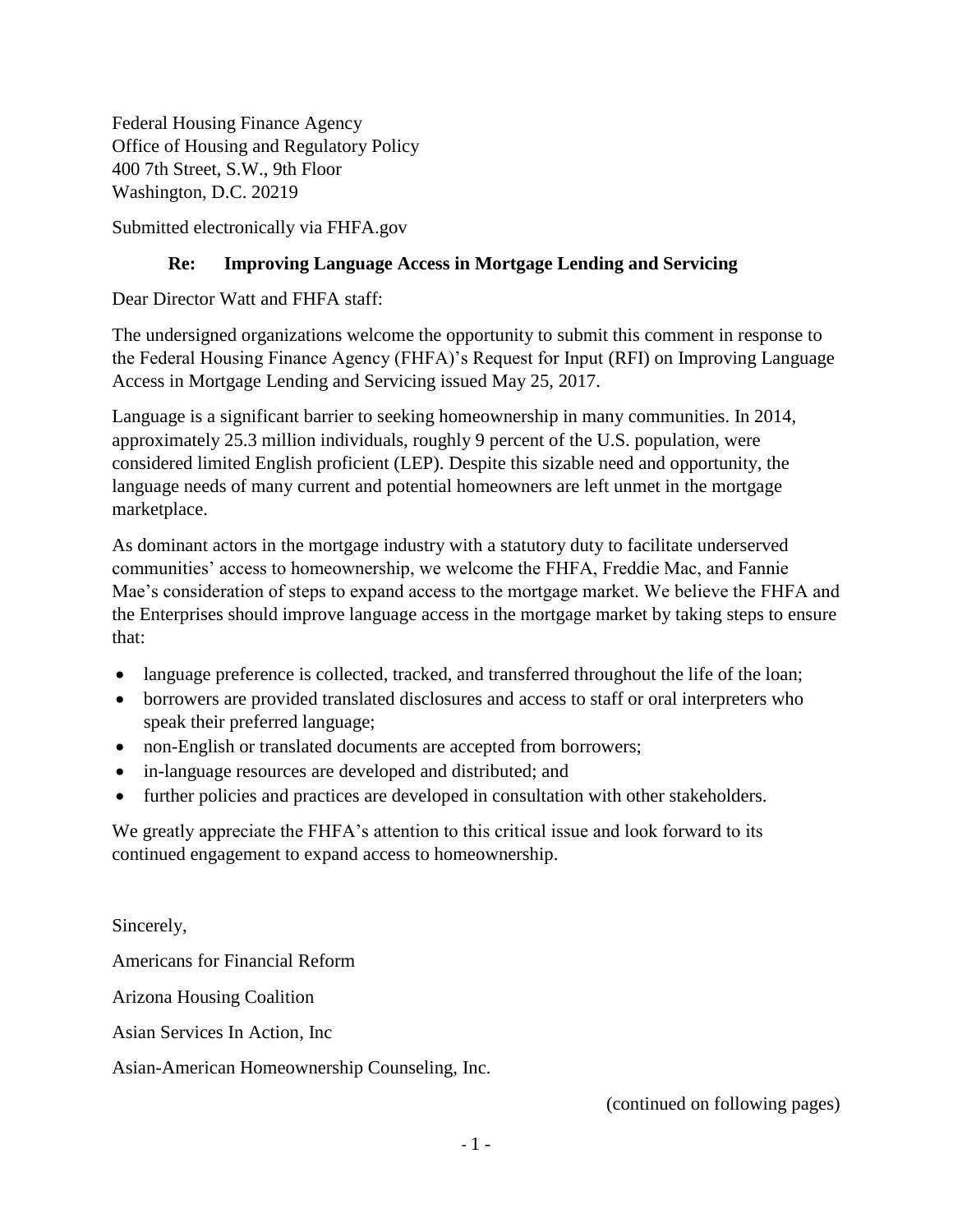Federal Housing Finance Agency
Office of Housing and Regulatory Policy
400 7th Street, S.W., 9th Floor
Washington, D.C. 20219

Submitted electronically via FHFA.gov

**Re: Improving Language Access in Mortgage Lending and Servicing**

Dear Director Watt and FHFA staff:

The undersigned organizations welcome the opportunity to submit this comment in response to the Federal Housing Finance Agency (FHFA)'s Request for Input (RFI) on Improving Language Access in Mortgage Lending and Servicing issued May 25, 2017.

Language is a significant barrier to seeking homeownership in many communities. In 2014, approximately 25.3 million individuals, roughly 9 percent of the U.S. population, were considered limited English proficient (LEP). Despite this sizable need and opportunity, the language needs of many current and potential homeowners are left unmet in the mortgage marketplace.

As dominant actors in the mortgage industry with a statutory duty to facilitate underserved communities' access to homeownership, we welcome the FHFA, Freddie Mac, and Fannie Mae's consideration of steps to expand access to the mortgage market. We believe the FHFA and the Enterprises should improve language access in the mortgage market by taking steps to ensure that:

- language preference is collected, tracked, and transferred throughout the life of the loan;
- borrowers are provided translated disclosures and access to staff or oral interpreters who speak their preferred language;
- non-English or translated documents are accepted from borrowers;
- in-language resources are developed and distributed; and
- further policies and practices are developed in consultation with other stakeholders.

We greatly appreciate the FHFA's attention to this critical issue and look forward to its continued engagement to expand access to homeownership.

Sincerely,

Americans for Financial Reform

Arizona Housing Coalition

Asian Services In Action, Inc

Asian-American Homeownership Counseling, Inc.

(continued on following pages)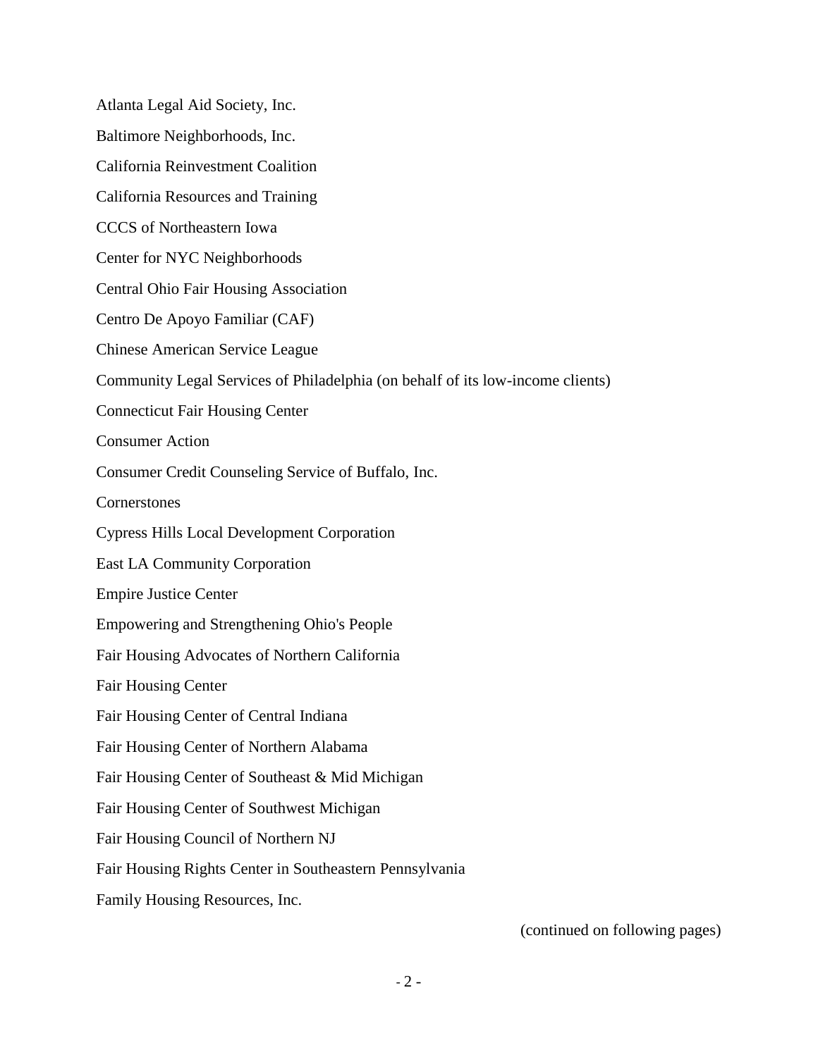Atlanta Legal Aid Society, Inc.

Baltimore Neighborhoods, Inc.

California Reinvestment Coalition

California Resources and Training

CCCS of Northeastern Iowa

Center for NYC Neighborhoods

Central Ohio Fair Housing Association

Centro De Apoyo Familiar (CAF)

Chinese American Service League

Community Legal Services of Philadelphia (on behalf of its low-income clients)

Connecticut Fair Housing Center

Consumer Action

Consumer Credit Counseling Service of Buffalo, Inc.

Cornerstones

Cypress Hills Local Development Corporation

East LA Community Corporation

Empire Justice Center

Empowering and Strengthening Ohio's People

Fair Housing Advocates of Northern California

Fair Housing Center

Fair Housing Center of Central Indiana

Fair Housing Center of Northern Alabama

Fair Housing Center of Southeast & Mid Michigan

Fair Housing Center of Southwest Michigan

Fair Housing Council of Northern NJ

Fair Housing Rights Center in Southeastern Pennsylvania

Family Housing Resources, Inc.

(continued on following pages)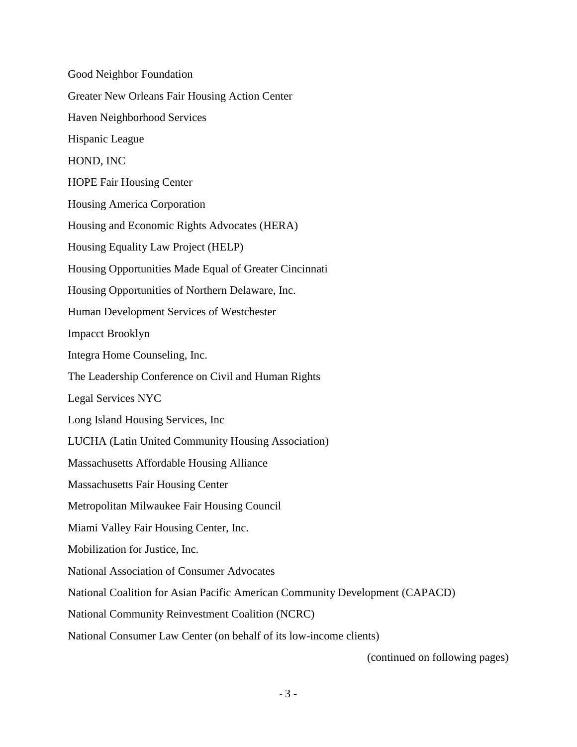Good Neighbor Foundation

Greater New Orleans Fair Housing Action Center

Haven Neighborhood Services

Hispanic League

HOND, INC

HOPE Fair Housing Center

Housing America Corporation

Housing and Economic Rights Advocates (HERA)

Housing Equality Law Project (HELP)

Housing Opportunities Made Equal of Greater Cincinnati

Housing Opportunities of Northern Delaware, Inc.

Human Development Services of Westchester

Impacct Brooklyn

Integra Home Counseling, Inc.

The Leadership Conference on Civil and Human Rights

Legal Services NYC

Long Island Housing Services, Inc

LUCHA (Latin United Community Housing Association)

Massachusetts Affordable Housing Alliance

Massachusetts Fair Housing Center

Metropolitan Milwaukee Fair Housing Council

Miami Valley Fair Housing Center, Inc.

Mobilization for Justice, Inc.

National Association of Consumer Advocates

National Coalition for Asian Pacific American Community Development (CAPACD)

National Community Reinvestment Coalition (NCRC)

National Consumer Law Center (on behalf of its low-income clients)

(continued on following pages)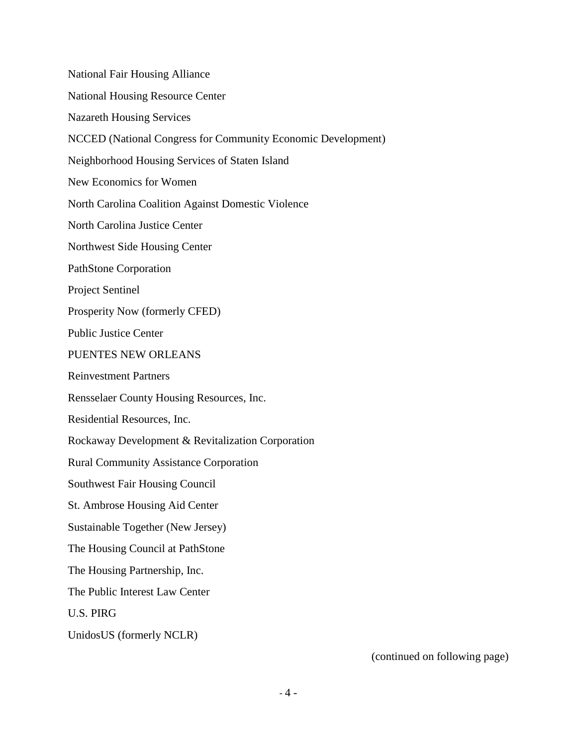National Fair Housing Alliance

National Housing Resource Center

Nazareth Housing Services

NCCED (National Congress for Community Economic Development)

Neighborhood Housing Services of Staten Island

New Economics for Women

North Carolina Coalition Against Domestic Violence

North Carolina Justice Center

Northwest Side Housing Center

PathStone Corporation

Project Sentinel

Prosperity Now (formerly CFED)

Public Justice Center

PUENTES NEW ORLEANS

Reinvestment Partners

Rensselaer County Housing Resources, Inc.

Residential Resources, Inc.

Rockaway Development & Revitalization Corporation

Rural Community Assistance Corporation

Southwest Fair Housing Council

St. Ambrose Housing Aid Center

Sustainable Together (New Jersey)

The Housing Council at PathStone

The Housing Partnership, Inc.

The Public Interest Law Center

U.S. PIRG

UnidosUS (formerly NCLR)

(continued on following page)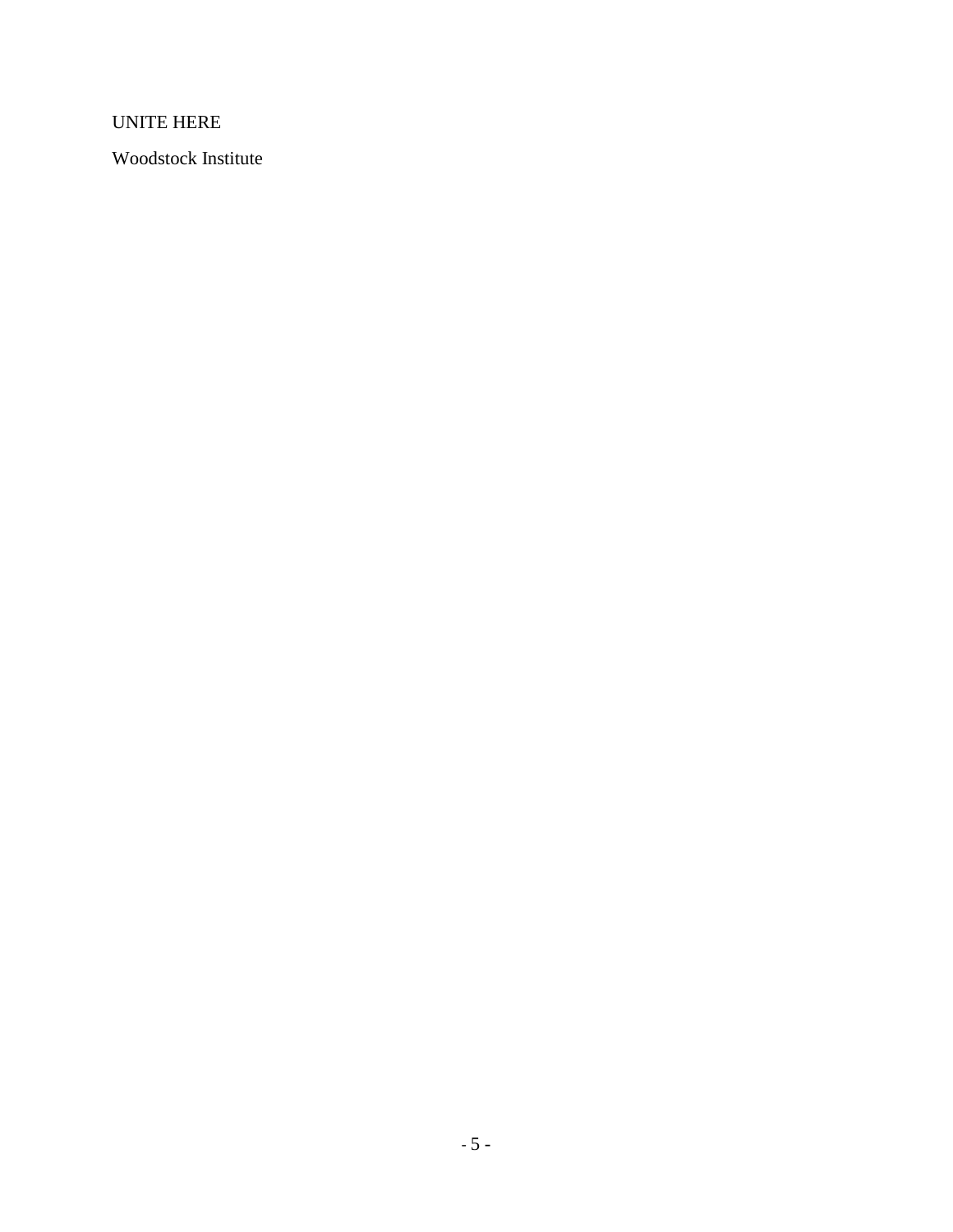UNITE HERE

Woodstock Institute